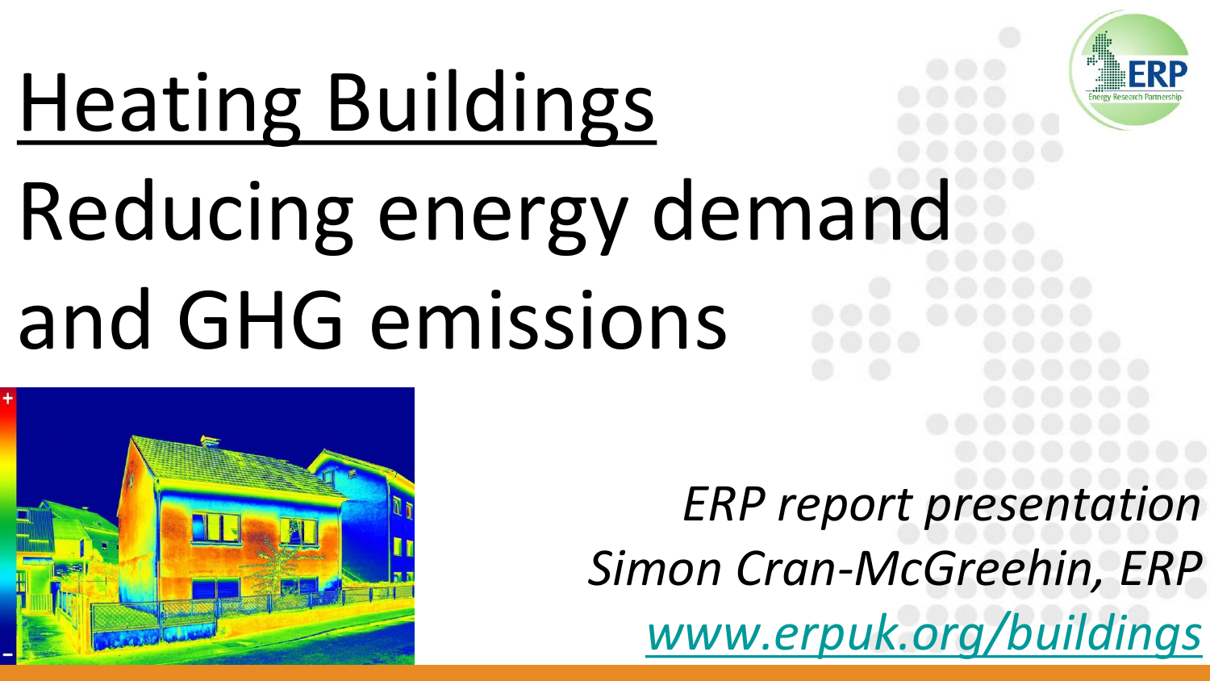# Heating Buildings

# Reducing energy demand and GHG emissions

*ERP report presentation*

*Simon Cran-McGreehin, ERP*

*www.erpuk.org/buildings*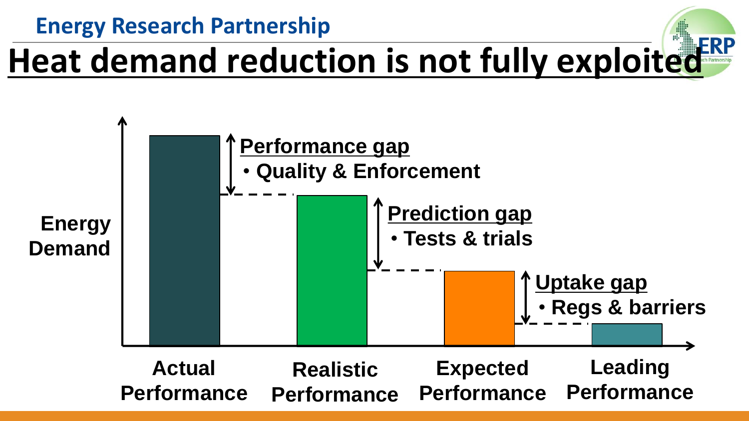Energy Research Partnership

# Heat demand reduction is not fully exploited

Energy Demand

**Performance gap**
- Quality & Enforcement

**Prediction gap**
- Tests & trials

**Uptake gap**
- Regs & barriers

Actual Performance | Realistic Performance | Expected Performance | Leading Performance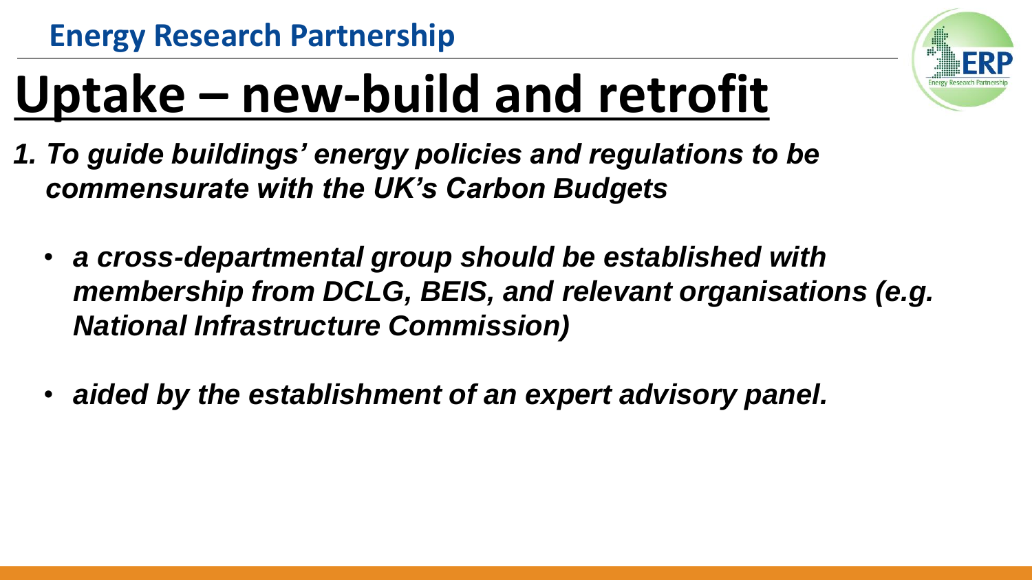# Uptake – new-build and retrofit

*1. **To guide buildings' energy policies and regulations to be commensurate with the UK's Carbon Budgets***

- ***a cross-departmental group should be established with membership from DCLG, BEIS, and relevant organisations (e.g. National Infrastructure Commission)***
- ***aided by the establishment of an expert advisory panel.***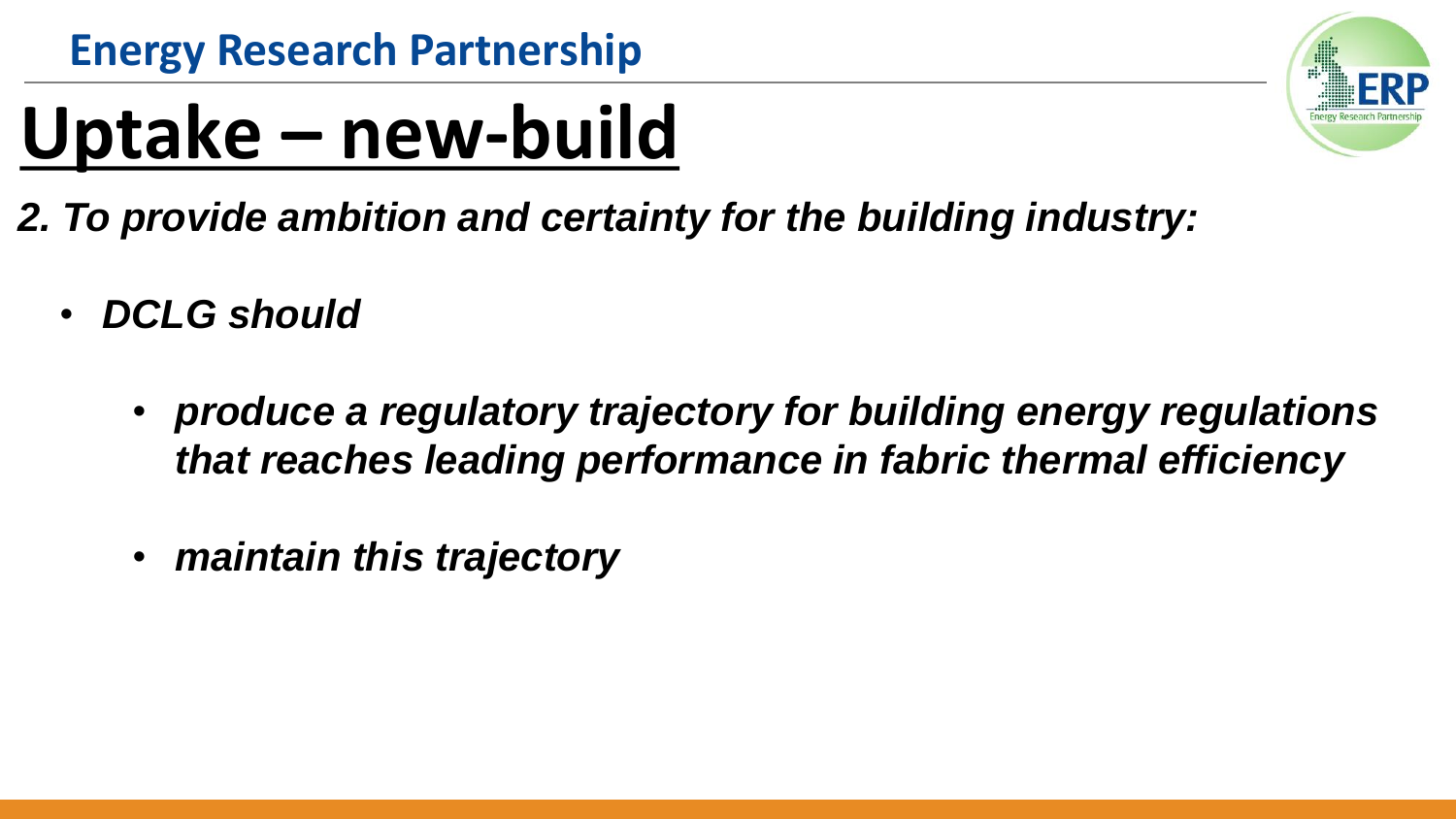# Uptake – new-build

***2. To provide ambition and certainty for the building industry:***

- ***DCLG should***
  - ***produce a regulatory trajectory for building energy regulations that reaches leading performance in fabric thermal efficiency***
  - ***maintain this trajectory***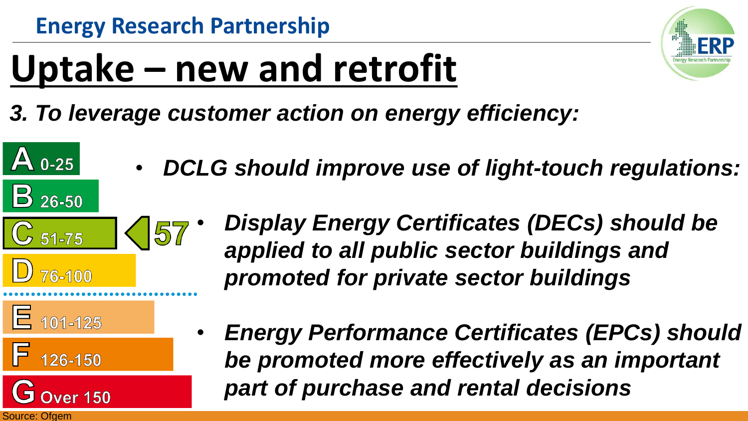Energy Research Partnership

# Uptake – new and retrofit

***3. To leverage customer action on energy efficiency:***

A 0-25
B 26-50
C 51-75 ◀ 57
D 76-100
E 101-125
F 126-150
G Over 150

- ***DCLG should improve use of light-touch regulations:***
  - ***Display Energy Certificates (DECs) should be applied to all public sector buildings and promoted for private sector buildings***
  - ***Energy Performance Certificates (EPCs) should be promoted more effectively as an important part of purchase and rental decisions***

Source: Ofgem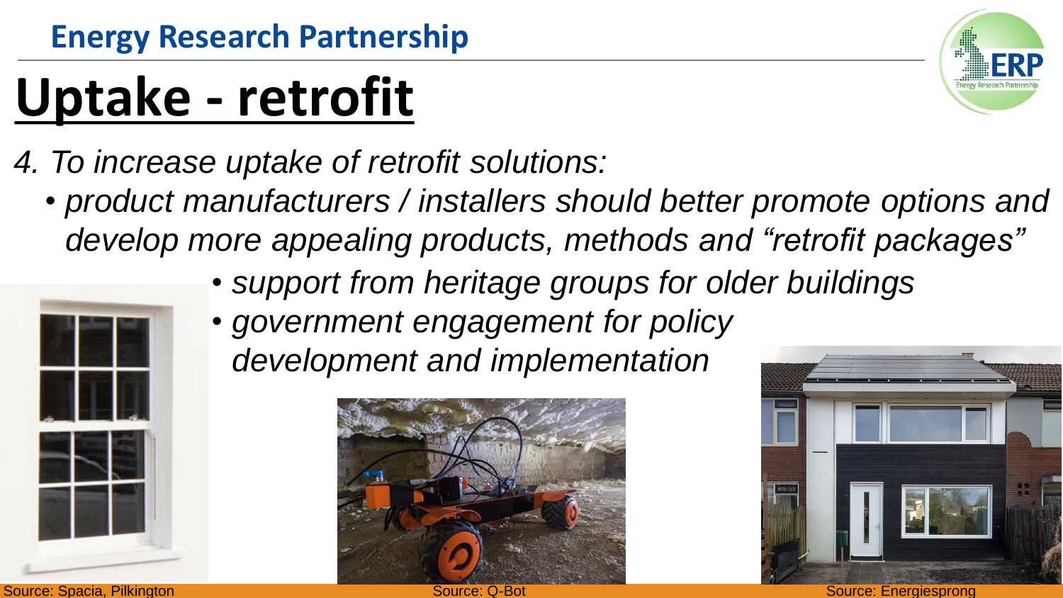# Uptake - retrofit

*4. To increase uptake of retrofit solutions:*

- *product manufacturers / installers should better promote options and develop more appealing products, methods and "retrofit packages"*
  - *support from heritage groups for older buildings*
  - *government engagement for policy development and implementation*

Source: Spacia, Pilkington

Source: Q-Bot

Source: Energiesprong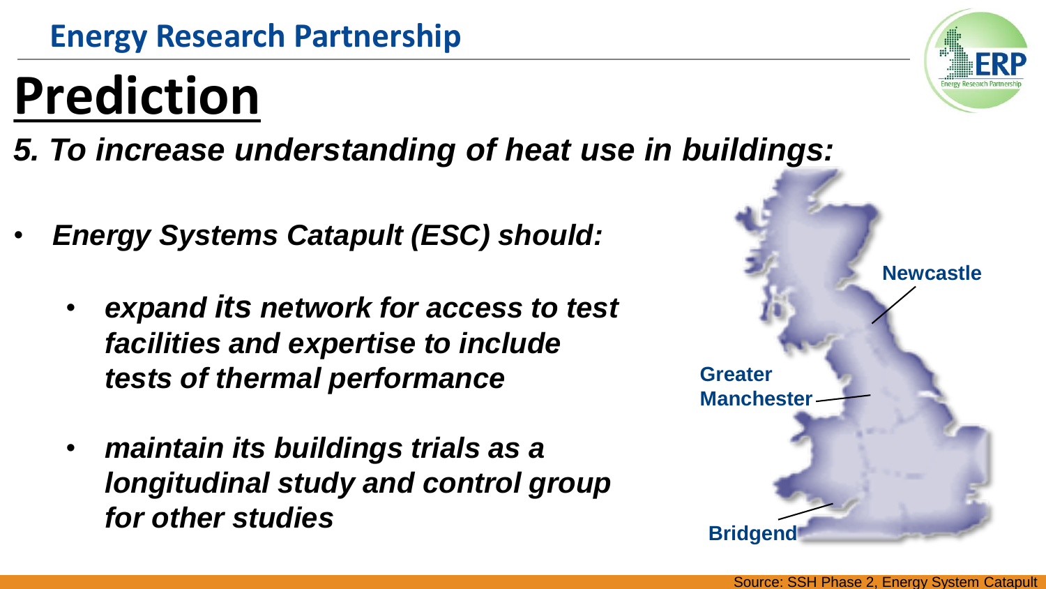# Prediction

***5. To increase understanding of heat use in buildings:***

- ***Energy Systems Catapult (ESC) should:***
  - ***expand its network for access to test facilities and expertise to include tests of thermal performance***
  - ***maintain its buildings trials as a longitudinal study and control group for other studies***

**Newcastle**

**Greater Manchester**

**Bridgend**

Source: SSH Phase 2, Energy System Catapult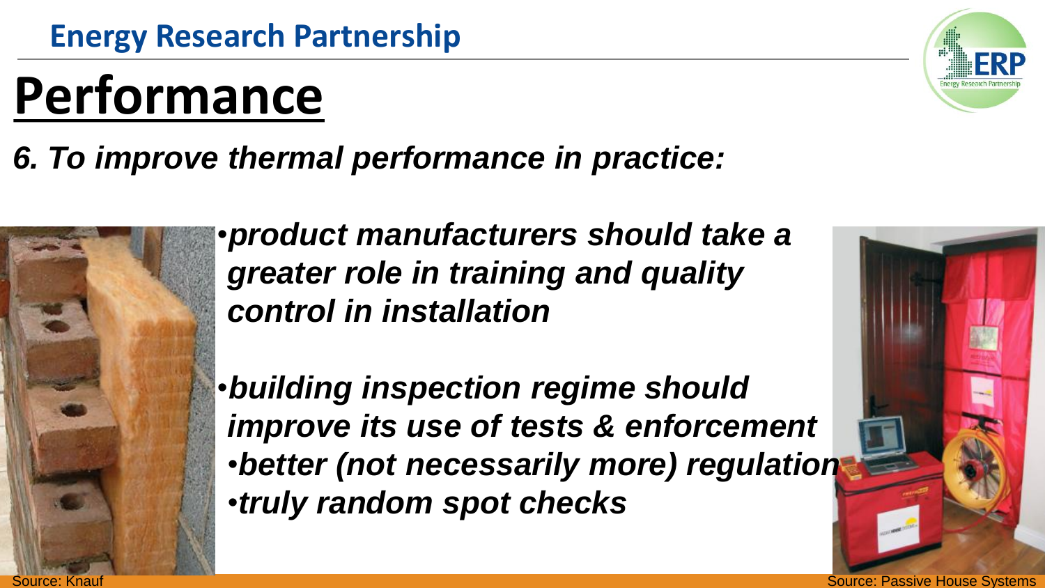# Performance

***6. To improve thermal performance in practice:***

- ***product manufacturers should take a greater role in training and quality control in installation***
- ***building inspection regime should improve its use of tests & enforcement***
- ***better (not necessarily more) regulation***
- ***truly random spot checks***

Source: Knauf

Source: Passive House Systems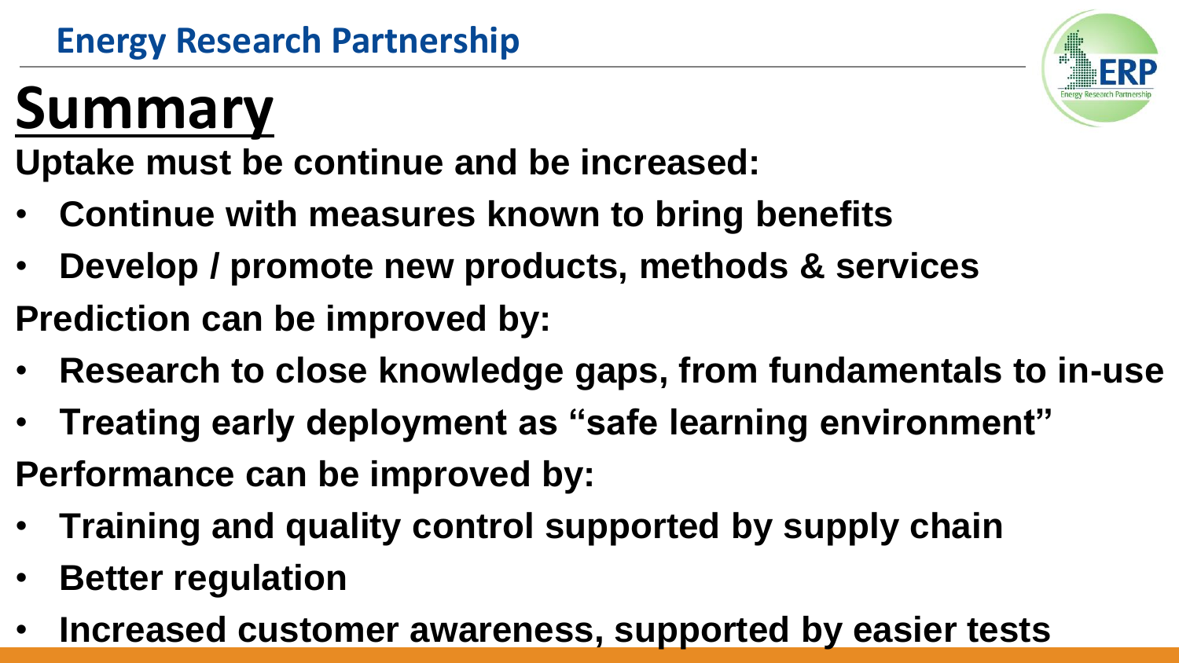# Summary

**Uptake must be continue and be increased:**

- **Continue with measures known to bring benefits**
- **Develop / promote new products, methods & services**

**Prediction can be improved by:**

- **Research to close knowledge gaps, from fundamentals to in-use**
- **Treating early deployment as "safe learning environment"**

**Performance can be improved by:**

- **Training and quality control supported by supply chain**
- **Better regulation**
- **Increased customer awareness, supported by easier tests**